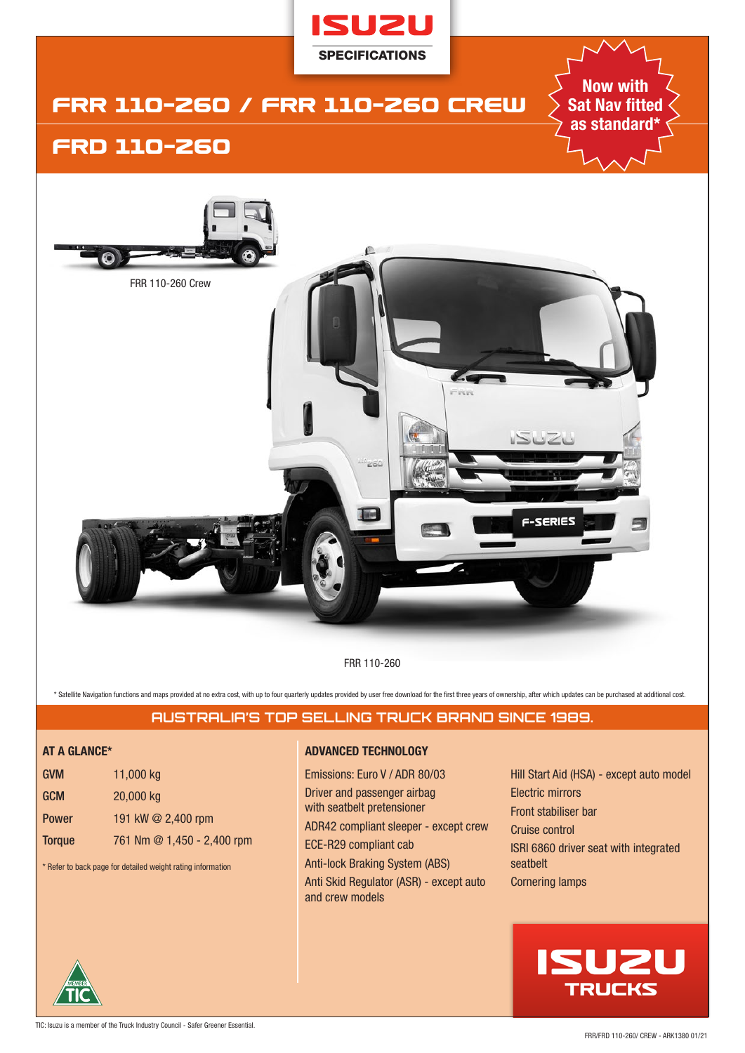ISUZU

SPECIFICATIONS

# FRR 110-260 / FRR 110-260 CREW

# FRD 110-260

**Now with Sat Nav fitted as standard***

FRR 110-260 Crew

FRR 110-260

* Satellite Navigation functions and maps provided at no extra cost, with up to four quarterly updates provided by user free download for the first three years of ownership, after which updates can be purchased at additional cost.

## AUSTRALIA'S TOP SELLING TRUCK BRAND SINCE 1989.

### AT A GLANCE*

| | |
|---|---|
| **GVM** | 11,000 kg |
| **GCM** | 20,000 kg |
| **Power** | 191 kW @ 2,400 rpm |
| **Torque** | 761 Nm @ 1,450 - 2,400 rpm |

* Refer to back page for detailed weight rating information

### ADVANCED TECHNOLOGY

- Emissions: Euro V / ADR 80/03
- Driver and passenger airbag with seatbelt pretensioner
- ADR42 compliant sleeper - except crew
- ECE-R29 compliant cab
- Anti-lock Braking System (ABS)
- Anti Skid Regulator (ASR) - except auto and crew models
- Hill Start Aid (HSA) - except auto model
- Electric mirrors
- Front stabiliser bar
- Cruise control
- ISRI 6860 driver seat with integrated seatbelt
- Cornering lamps

ISUZU TRUCKS

TIC: Isuzu is a member of the Truck Industry Council - Safer Greener Essential.

FRR/FRD 110-260/ CREW - ARK1380 01/21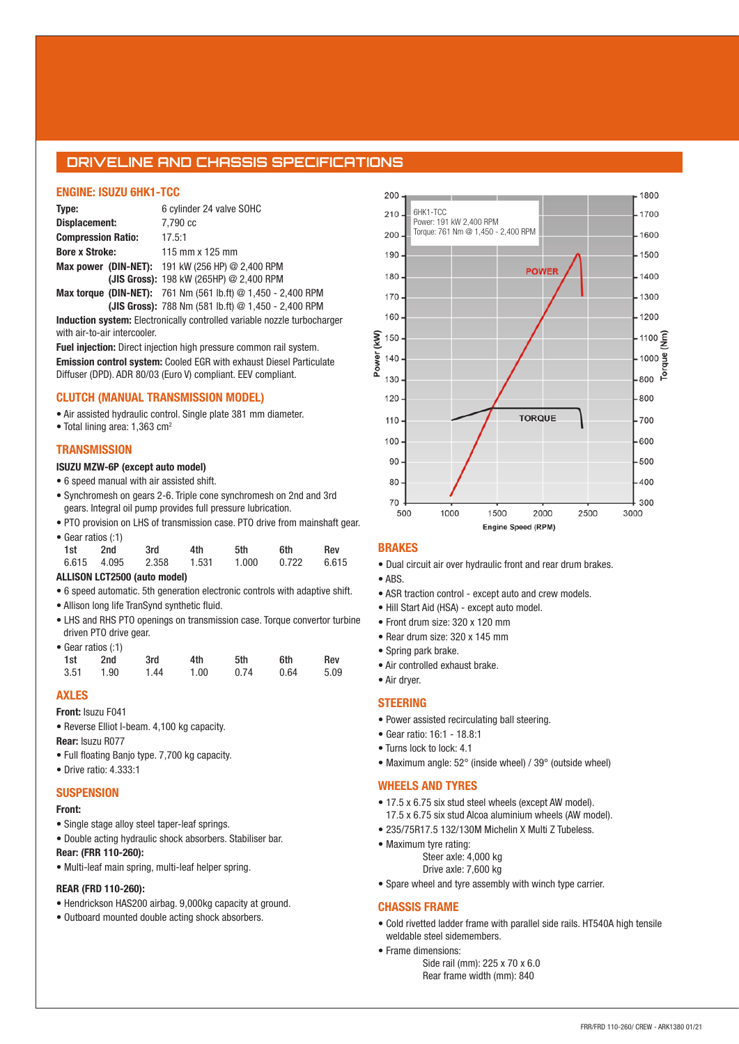## DRIVELINE AND CHASSIS SPECIFICATIONS

### ENGINE: ISUZU 6HK1-TCC

**Type:** 6 cylinder 24 valve SOHC
**Displacement:** 7,790 cc
**Compression Ratio:** 17.5:1
**Bore x Stroke:** 115 mm x 125 mm
**Max power (DIN-NET):** 191 kW (256 HP) @ 2,400 RPM
**(JIS Gross):** 198 kW (265HP) @ 2,400 RPM
**Max torque (DIN-NET):** 761 Nm (561 lb.ft) @ 1,450 - 2,400 RPM
**(JIS Gross):** 788 Nm (581 lb.ft) @ 1,450 - 2,400 RPM
**Induction system:** Electronically controlled variable nozzle turbocharger with air-to-air intercooler.
**Fuel injection:** Direct injection high pressure common rail system.
**Emission control system:** Cooled EGR with exhaust Diesel Particulate Diffuser (DPD). ADR 80/03 (Euro V) compliant. EEV compliant.

### CLUTCH (MANUAL TRANSMISSION MODEL)

- Air assisted hydraulic control. Single plate 381 mm diameter.
- Total lining area: 1,363 $cm^2$

### TRANSMISSION

**ISUZU MZW-6P (except auto model)**

- 6 speed manual with air assisted shift.
- Synchromesh on gears 2-6. Triple cone synchromesh on 2nd and 3rd gears. Integral oil pump provides full pressure lubrication.
- PTO provision on LHS of transmission case. PTO drive from mainshaft gear.
- Gear ratios (:1)

| 1st | 2nd | 3rd | 4th | 5th | 6th | Rev |
|---|---|---|---|---|---|---|
| 6.615 | 4.095 | 2.358 | 1.531 | 1.000 | 0.722 | 6.615 |

**ALLISON LCT2500 (auto model)**

- 6 speed automatic. 5th generation electronic controls with adaptive shift.
- Allison long life TranSynd synthetic fluid.
- LHS and RHS PTO openings on transmission case. Torque convertor turbine driven PTO drive gear.
- Gear ratios (:1)

| 1st | 2nd | 3rd | 4th | 5th | 6th | Rev |
|---|---|---|---|---|---|---|
| 3.51 | 1.90 | 1.44 | 1.00 | 0.74 | 0.64 | 5.09 |

### AXLES

**Front:** Isuzu F041

- Reverse Elliot I-beam. 4,100 kg capacity.

**Rear:** Isuzu R077

- Full floating Banjo type. 7,700 kg capacity.
- Drive ratio: 4.333:1

### SUSPENSION

**Front:**

- Single stage alloy steel taper-leaf springs.
- Double acting hydraulic shock absorbers. Stabiliser bar.

**Rear: (FRR 110-260):**

- Multi-leaf main spring, multi-leaf helper spring.

**REAR (FRD 110-260):**

- Hendrickson HAS200 airbag. 9,000kg capacity at ground.
- Outboard mounted double acting shock absorbers.

6HK1-TCC
Power: 191 kW 2,400 RPM
Torque: 761 Nm @ 1,450 - 2,400 RPM

Power (kW) / Torque (Nm) vs Engine Speed (RPM)

### BRAKES

- Dual circuit air over hydraulic front and rear drum brakes.
- ABS.
- ASR traction control - except auto and crew models.
- Hill Start Aid (HSA) - except auto model.
- Front drum size: 320 x 120 mm
- Rear drum size: 320 x 145 mm
- Spring park brake.
- Air controlled exhaust brake.
- Air dryer.

### STEERING

- Power assisted recirculating ball steering.
- Gear ratio: 16:1 - 18.8:1
- Turns lock to lock: 4.1
- Maximum angle: 52° (inside wheel) / 39° (outside wheel)

### WHEELS AND TYRES

- 17.5 x 6.75 six stud steel wheels (except AW model).
  17.5 x 6.75 six stud Alcoa aluminium wheels (AW model).
- 235/75R17.5 132/130M Michelin X Multi Z Tubeless.
- Maximum tyre rating:
  Steer axle: 4,000 kg
  Drive axle: 7,600 kg
- Spare wheel and tyre assembly with winch type carrier.

### CHASSIS FRAME

- Cold rivetted ladder frame with parallel side rails. HT540A high tensile weldable steel sidemembers.
- Frame dimensions:
  Side rail (mm): 225 x 70 x 6.0
  Rear frame width (mm): 840

FRR/FRD 110-260/ CREW - ARK1380 01/21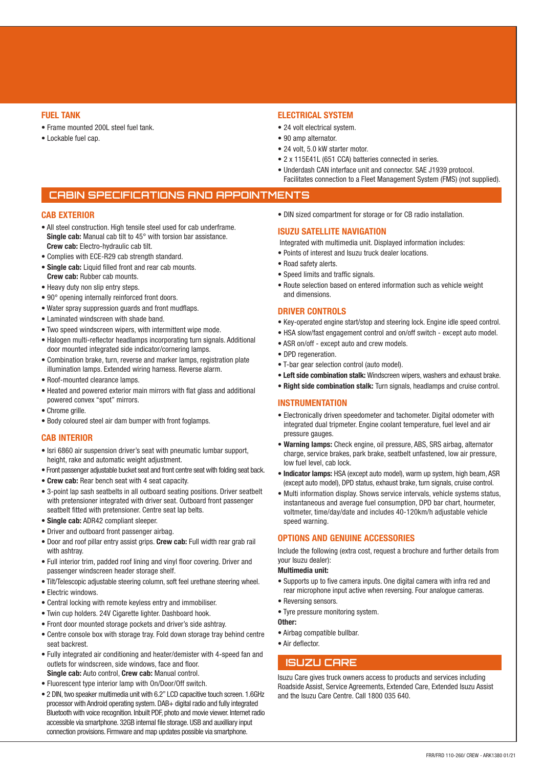### FUEL TANK

- Frame mounted 200L steel fuel tank.
- Lockable fuel cap.

### ELECTRICAL SYSTEM

- 24 volt electrical system.
- 90 amp alternator.
- 24 volt, 5.0 kW starter motor.
- 2 x 115E41L (651 CCA) batteries connected in series.
- Underdash CAN interface unit and connector. SAE J1939 protocol. Facilitates connection to a Fleet Management System (FMS) (not supplied).

## CABIN SPECIFICATIONS AND APPOINTMENTS

### CAB EXTERIOR

- All steel construction. High tensile steel used for cab underframe. **Single cab:** Manual cab tilt to 45° with torsion bar assistance. **Crew cab:** Electro-hydraulic cab tilt.
- Complies with ECE-R29 cab strength standard.
- **Single cab:** Liquid filled front and rear cab mounts. **Crew cab:** Rubber cab mounts.
- Heavy duty non slip entry steps.
- 90° opening internally reinforced front doors.
- Water spray suppression guards and front mudflaps.
- Laminated windscreen with shade band.
- Two speed windscreen wipers, with intermittent wipe mode.
- Halogen multi-reflector headlamps incorporating turn signals. Additional door mounted integrated side indicator/cornering lamps.
- Combination brake, turn, reverse and marker lamps, registration plate illumination lamps. Extended wiring harness. Reverse alarm.
- Roof-mounted clearance lamps.
- Heated and powered exterior main mirrors with flat glass and additional powered convex "spot" mirrors.
- Chrome grille.
- Body coloured steel air dam bumper with front foglamps.

### CAB INTERIOR

- Isri 6860 air suspension driver's seat with pneumatic lumbar support, height, rake and automatic weight adjustment.
- Front passenger adjustable bucket seat and front centre seat with folding seat back.
- **Crew cab:** Rear bench seat with 4 seat capacity.
- 3-point lap sash seatbelts in all outboard seating positions. Driver seatbelt with pretensioner integrated with driver seat. Outboard front passenger seatbelt fitted with pretensioner. Centre seat lap belts.
- **Single cab:** ADR42 compliant sleeper.
- Driver and outboard front passenger airbag.
- Door and roof pillar entry assist grips. **Crew cab:** Full width rear grab rail with ashtray.
- Full interior trim, padded roof lining and vinyl floor covering. Driver and passenger windscreen header storage shelf.
- Tilt/Telescopic adjustable steering column, soft feel urethane steering wheel.
- Electric windows.
- Central locking with remote keyless entry and immobiliser.
- Twin cup holders. 24V Cigarette lighter. Dashboard hook.
- Front door mounted storage pockets and driver's side ashtray.
- Centre console box with storage tray. Fold down storage tray behind centre seat backrest.
- Fully integrated air conditioning and heater/demister with 4-speed fan and outlets for windscreen, side windows, face and floor. **Single cab:** Auto control, **Crew cab:** Manual control.
- Fluorescent type interior lamp with On/Door/Off switch.
- 2 DIN, two speaker multimedia unit with 6.2" LCD capacitive touch screen. 1.6GHz processor with Android operating system. DAB+ digital radio and fully integrated Bluetooth with voice recognition. Inbuilt PDF, photo and movie viewer. Internet radio accessible via smartphone. 32GB internal file storage. USB and auxilliary input connection provisions. Firmware and map updates possible via smartphone.
- DIN sized compartment for storage or for CB radio installation.

### ISUZU SATELLITE NAVIGATION

Integrated with multimedia unit. Displayed information includes:

- Points of interest and Isuzu truck dealer locations.
- Road safety alerts.
- Speed limits and traffic signals.
- Route selection based on entered information such as vehicle weight and dimensions.

### DRIVER CONTROLS

- Key-operated engine start/stop and steering lock. Engine idle speed control.
- HSA slow/fast engagement control and on/off switch - except auto model.
- ASR on/off - except auto and crew models.
- DPD regeneration.
- T-bar gear selection control (auto model).
- **Left side combination stalk:** Windscreen wipers, washers and exhaust brake.
- **Right side combination stalk:** Turn signals, headlamps and cruise control.

### INSTRUMENTATION

- Electronically driven speedometer and tachometer. Digital odometer with integrated dual tripmeter. Engine coolant temperature, fuel level and air pressure gauges.
- **Warning lamps:** Check engine, oil pressure, ABS, SRS airbag, alternator charge, service brakes, park brake, seatbelt unfastened, low air pressure, low fuel level, cab lock.
- **Indicator lamps:** HSA (except auto model), warm up system, high beam, ASR (except auto model), DPD status, exhaust brake, turn signals, cruise control.
- Multi information display. Shows service intervals, vehicle systems status, instantaneous and average fuel consumption, DPD bar chart, hourmeter, voltmeter, time/day/date and includes 40-120km/h adjustable vehicle speed warning.

### OPTIONS AND GENUINE ACCESSORIES

Include the following (extra cost, request a brochure and further details from your Isuzu dealer):

**Multimedia unit:**

- Supports up to five camera inputs. One digital camera with infra red and rear microphone input active when reversing. Four analogue cameras.
- Reversing sensors.
- Tyre pressure monitoring system.

**Other:**

- Airbag compatible bullbar.
- Air deflector.

## ISUZU CARE

Isuzu Care gives truck owners access to products and services including Roadside Assist, Service Agreements, Extended Care, Extended Isuzu Assist and the Isuzu Care Centre. Call 1800 035 640.

FRR/FRD 110-260/ CREW - ARK1380 01/21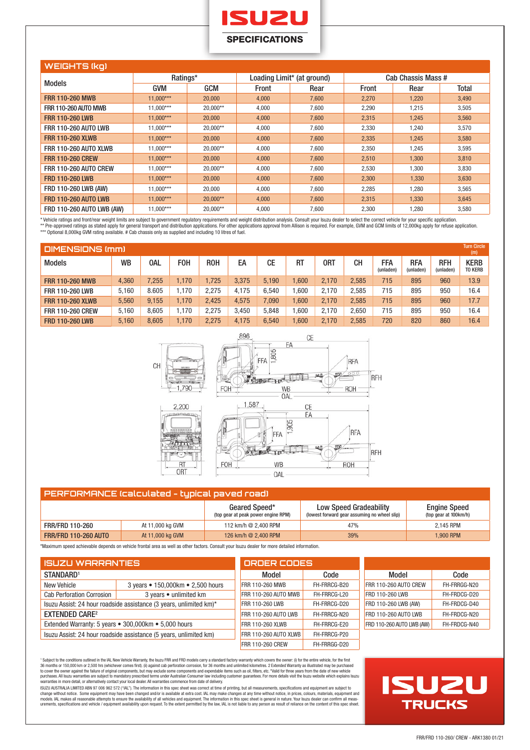# ISUZU

## SPECIFICATIONS

## WEIGHTS (kg)

| Models | Ratings* | | Loading Limit* (at ground) | | Cab Chassis Mass # | | |
|---|---|---|---|---|---|---|---|
| | GVM | GCM | Front | Rear | Front | Rear | Total |
| FRR 110-260 MWB | 11,000*** | 20,000 | 4,000 | 7,600 | 2,270 | 1,220 | 3,490 |
| FRR 110-260 AUTO MWB | 11,000*** | 20,000** | 4,000 | 7,600 | 2,290 | 1,215 | 3,505 |
| FRR 110-260 LWB | 11,000*** | 20,000 | 4,000 | 7,600 | 2,315 | 1,245 | 3,560 |
| FRR 110-260 AUTO LWB | 11,000*** | 20,000** | 4,000 | 7,600 | 2,330 | 1,240 | 3,570 |
| FRR 110-260 XLWB | 11,000*** | 20,000 | 4,000 | 7,600 | 2,335 | 1,245 | 3,580 |
| FRR 110-260 AUTO XLWB | 11,000*** | 20,000** | 4,000 | 7,600 | 2,350 | 1,245 | 3,595 |
| FRR 110-260 CREW | 11,000*** | 20,000 | 4,000 | 7,600 | 2,510 | 1,300 | 3,810 |
| FRR 110-260 AUTO CREW | 11,000*** | 20,000** | 4,000 | 7,600 | 2,530 | 1,300 | 3,830 |
| FRD 110-260 LWB | 11,000*** | 20,000 | 4,000 | 7,600 | 2,300 | 1,330 | 3,630 |
| FRD 110-260 LWB (AW) | 11,000*** | 20,000 | 4,000 | 7,600 | 2,285 | 1,280 | 3,565 |
| FRD 110-260 AUTO LWB | 11,000*** | 20,000** | 4,000 | 7,600 | 2,315 | 1,330 | 3,645 |
| FRD 110-260 AUTO LWB (AW) | 11,000*** | 20,000** | 4,000 | 7,600 | 2,300 | 1,280 | 3,580 |

\* Vehicle ratings and front/rear weight limits are subject to government regulatory requirements and weight distribution analysis. Consult your Isuzu dealer to select the correct vehicle for your specific application.
** Pre-approved ratings as stated apply for general transport and distribution applications. For other applications approval from Allison is required. For example, GVM and GCM limits of 12,000kg apply for refuse application.
*** Optional 8,000kg GVM rating available. # Cab chassis only as supplied and including 10 litres of fuel.

## DIMENSIONS (mm)

| Models | WB | OAL | FOH | ROH | EA | CE | RT | ORT | CH | FFA (unladen) | RFA (unladen) | RFH (unladen) | KERB TO KERB Turn Circle (m) |
|---|---|---|---|---|---|---|---|---|---|---|---|---|---|
| FRR 110-260 MWB | 4,360 | 7,255 | 1,170 | 1,725 | 3,375 | 5,190 | 1,600 | 2,170 | 2,585 | 715 | 895 | 960 | 13.9 |
| FRR 110-260 LWB | 5,160 | 8.605 | 1,170 | 2,275 | 4,175 | 6,540 | 1,600 | 2,170 | 2,585 | 715 | 895 | 950 | 16.4 |
| FRR 110-260 XLWB | 5,560 | 9,155 | 1,170 | 2,425 | 4,575 | 7,090 | 1,600 | 2,170 | 2,585 | 715 | 895 | 960 | 17.7 |
| FRR 110-260 CREW | 5,160 | 8,605 | 1,170 | 2,275 | 3,450 | 5,848 | 1,600 | 2,170 | 2,650 | 715 | 895 | 950 | 16.4 |
| FRD 110-260 LWB | 5,160 | 8,605 | 1,170 | 2,275 | 4,175 | 6,540 | 1,600 | 2,170 | 2,585 | 720 | 820 | 860 | 16.4 |

CH
1,790
896
1,805
EA
CE
FFA
RFA
RFH
FOH
WB
ROH
OAL

2,200
RT
ORT
1,587
1,905
CE
EA
FFA
RFA
RFH
FOH
WB
ROH
OAL

## PERFORMANCE (calculated - typical paved road)

| | | Geared Speed* (top gear at peak power engine RPM) | Low Speed Gradeability (lowest forward gear assuming no wheel slip) | Engine Speed (top gear at 100km/h) |
|---|---|---|---|---|
| FRR/FRD 110-260 | At 11,000 kg GVM | 112 km/h @ 2,400 RPM | 47% | 2,145 RPM |
| FRR/FRD 110-260 AUTO | At 11,000 kg GVM | 126 km/h @ 2,400 RPM | 39% | 1,900 RPM |

*Maximum speed achievable depends on vehicle frontal area as well as other factors. Consult your Isuzu dealer for more detailed information.

## ISUZU WARRANTIES

| STANDARD[1] | |
|---|---|
| New Vehicle | 3 years • 150,000km • 2,500 hours |
| Cab Perforation Corrosion | 3 years • unlimited km |
| Isuzu Assist: 24 hour roadside assistance (3 years, unlimited km)* | |
| **EXTENDED CARE[2]** | |
| Extended Warranty: 5 years • 300,000km • 5,000 hours | |
| Isuzu Assist: 24 hour roadside assistance (5 years, unlimited km) | |

## ORDER CODES

| Model | Code |
|---|---|
| FRR 110-260 MWB | FH-FRRCG-B20 |
| FRR 110-260 AUTO MWB | FH-FRRCG-L20 |
| FRR 110-260 LWB | FH-FRRCG-D20 |
| FRR 110-260 AUTO LWB | FH-FRRCG-N20 |
| FRR 110-260 XLWB | FH-FRRCG-E20 |
| FRR 110-260 AUTO XLWB | FH-FRRCG-P20 |
| FRR 110-260 CREW | FH-FRRGG-D20 |
| FRR 110-260 AUTO CREW | FH-FRRGG-N20 |
| FRD 110-260 LWB | FH-FRDCG-D20 |
| FRD 110-260 LWB (AW) | FH-FRDCG-D40 |
| FRD 110-260 AUTO LWB | FH-FRDCG-N20 |
| FRD 110-260 AUTO LWB (AW) | FH-FRDCG-N40 |

[1] Subject to the conditions outlined in the IAL New Vehicle Warranty, the Isuzu FRR and FRD models carry a standard factory warranty which covers the owner: (i) for the entire vehicle, for the first 36 months or 150,000 km or 2,500 hrs (whichever comes first), (ii) against cab perforation corrosion, for 36 months and unlimited kilometres. 2 Extended Warranty as illustrated may be purchased to cover the owner against the failure of original components, but may exclude some components and expendable items such as oil, filters, etc. *Valid for three years from the date of new vehicle purchases. All Isuzu warranties are subject to mandatory prescribed terms under Australian Consumer law including customer guarantees. For more details visit the Isuzu website which explains Isuzu warranties in more detail, or alternatively contact your local dealer. All warranties commence from date of delivery.

ISUZU AUSTRALIA LIMITED ABN 97 006 962 572 ("IAL"). The information in this spec sheet was correct at time of printing, but all measurements, specifications and equipment are subject to change without notice. Some equipment may have been changed and/or is available at extra cost. IAL may make changes at any time without notice, in prices, colours, materials, equipment and models. IAL makes all reasonable attempts to ensure the availability of all vehicles and equipment. The information in this spec sheet is general in nature. Your Isuzu dealer can confirm all measurements, specifications and vehicle / equipment availability upon request. To the extent permitted by the law, IAL is not liable to any person as result of reliance on the content of this spec sheet.

ISUZU TRUCKS

FRR/FRD 110-260/ CREW - ARK1380 01/21